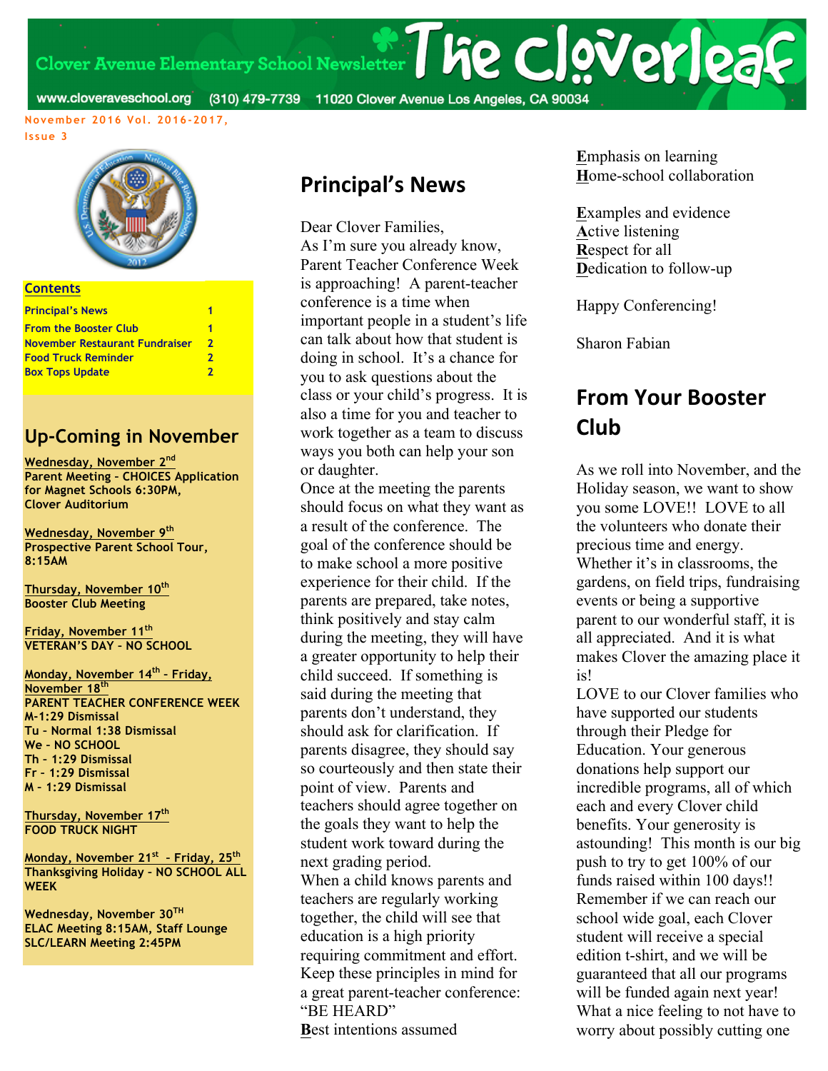# The Cloverleaf

Clover Avenue Elementary School Newsletter

www.cloveraveschool.org (310) 479-7739 11020 Clover Avenue Los Angeles, CA 90034

November 2016 Vol. 2016-2017, Issue 3

**Contents**

| | |
|---|---|
| Principal's News | 1 |
| From the Booster Club | 1 |
| November Restaurant Fundraiser | 2 |
| Food Truck Reminder | 2 |
| Box Tops Update | 2 |

## Up-Coming in November

**Wednesday, November 2nd**
**Parent Meeting - CHOICES Application for Magnet Schools 6:30PM, Clover Auditorium**

**Wednesday, November 9th**
**Prospective Parent School Tour, 8:15AM**

**Thursday, November 10th**
**Booster Club Meeting**

**Friday, November 11th**
**VETERAN'S DAY - NO SCHOOL**

**Monday, November 14th - Friday, November 18th**
**PARENT TEACHER CONFERENCE WEEK**
**M-1:29 Dismissal**
**Tu - Normal 1:38 Dismissal**
**We - NO SCHOOL**
**Th - 1:29 Dismissal**
**Fr - 1:29 Dismissal**
**M - 1:29 Dismissal**

**Thursday, November 17th**
**FOOD TRUCK NIGHT**

**Monday, November 21st - Friday, 25th**
**Thanksgiving Holiday - NO SCHOOL ALL WEEK**

**Wednesday, November 30TH**
**ELAC Meeting 8:15AM, Staff Lounge**
**SLC/LEARN Meeting 2:45PM**

## Principal's News

Dear Clover Families,
As I'm sure you already know, Parent Teacher Conference Week is approaching! A parent-teacher conference is a time when important people in a student's life can talk about how that student is doing in school. It's a chance for you to ask questions about the class or your child's progress. It is also a time for you and teacher to work together as a team to discuss ways you both can help your son or daughter.
Once at the meeting the parents should focus on what they want as a result of the conference. The goal of the conference should be to make school a more positive experience for their child. If the parents are prepared, take notes, think positively and stay calm during the meeting, they will have a greater opportunity to help their child succeed. If something is said during the meeting that parents don't understand, they should ask for clarification. If parents disagree, they should say so courteously and then state their point of view. Parents and teachers should agree together on the goals they want to help the student work toward during the next grading period.
When a child knows parents and teachers are regularly working together, the child will see that education is a high priority requiring commitment and effort.
Keep these principles in mind for a great parent-teacher conference:
"BE HEARD"
**B**est intentions assumed
**E**mphasis on learning
**H**ome-school collaboration

**E**xamples and evidence
**A**ctive listening
**R**espect for all
**D**edication to follow-up

Happy Conferencing!

Sharon Fabian

## From Your Booster Club

As we roll into November, and the Holiday season, we want to show you some LOVE!! LOVE to all the volunteers who donate their precious time and energy. Whether it's in classrooms, the gardens, on field trips, fundraising events or being a supportive parent to our wonderful staff, it is all appreciated. And it is what makes Clover the amazing place it is!
LOVE to our Clover families who have supported our students through their Pledge for Education. Your generous donations help support our incredible programs, all of which each and every Clover child benefits. Your generosity is astounding! This month is our big push to try to get 100% of our funds raised within 100 days!! Remember if we can reach our school wide goal, each Clover student will receive a special edition t-shirt, and we will be guaranteed that all our programs will be funded again next year! What a nice feeling to not have to worry about possibly cutting one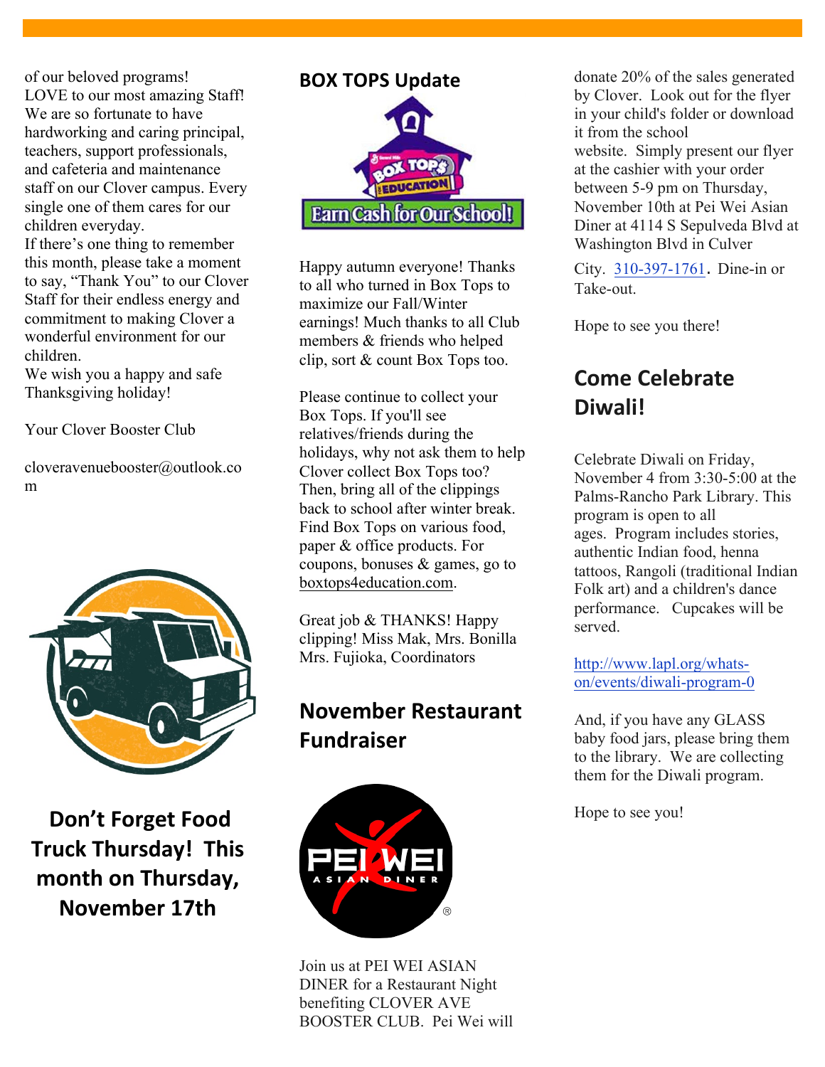of our beloved programs!
LOVE to our most amazing Staff! We are so fortunate to have hardworking and caring principal, teachers, support professionals, and cafeteria and maintenance staff on our Clover campus. Every single one of them cares for our children everyday.
If there's one thing to remember this month, please take a moment to say, "Thank You" to our Clover Staff for their endless energy and commitment to making Clover a wonderful environment for our children.
We wish you a happy and safe Thanksgiving holiday!

Your Clover Booster Club

cloveravenuebooster@outlook.com

**Don't Forget Food Truck Thursday! This month on Thursday, November 17th**

## BOX TOPS Update

Box Tops for Education — Earn Cash for Our School!

Happy autumn everyone! Thanks to all who turned in Box Tops to maximize our Fall/Winter earnings! Much thanks to all Club members & friends who helped clip, sort & count Box Tops too.

Please continue to collect your Box Tops. If you'll see relatives/friends during the holidays, why not ask them to help Clover collect Box Tops too? Then, bring all of the clippings back to school after winter break. Find Box Tops on various food, paper & office products. For coupons, bonuses & games, go to boxtops4education.com.

Great job & THANKS! Happy clipping! Miss Mak, Mrs. Bonilla Mrs. Fujioka, Coordinators

## November Restaurant Fundraiser

Join us at PEI WEI ASIAN DINER for a Restaurant Night benefiting CLOVER AVE BOOSTER CLUB. Pei Wei will donate 20% of the sales generated by Clover. Look out for the flyer in your child's folder or download it from the school website. Simply present our flyer at the cashier with your order between 5-9 pm on Thursday, November 10th at Pei Wei Asian Diner at 4114 S Sepulveda Blvd at Washington Blvd in Culver City. 310-397-1761. Dine-in or Take-out.

Hope to see you there!

## Come Celebrate Diwali!

Celebrate Diwali on Friday, November 4 from 3:30-5:00 at the Palms-Rancho Park Library. This program is open to all ages. Program includes stories, authentic Indian food, henna tattoos, Rangoli (traditional Indian Folk art) and a children's dance performance. Cupcakes will be served.

http://www.lapl.org/whats-on/events/diwali-program-0

And, if you have any GLASS baby food jars, please bring them to the library. We are collecting them for the Diwali program.

Hope to see you!